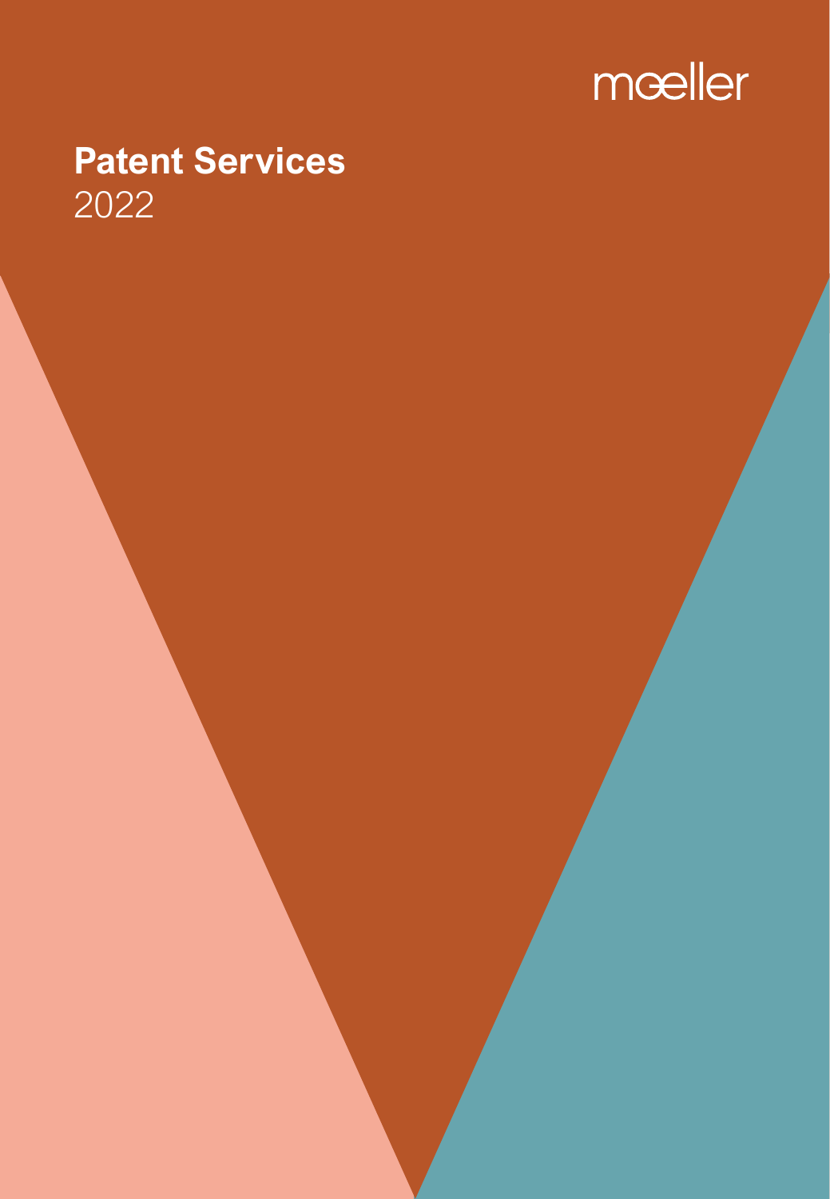mœller

# Patent Services

2022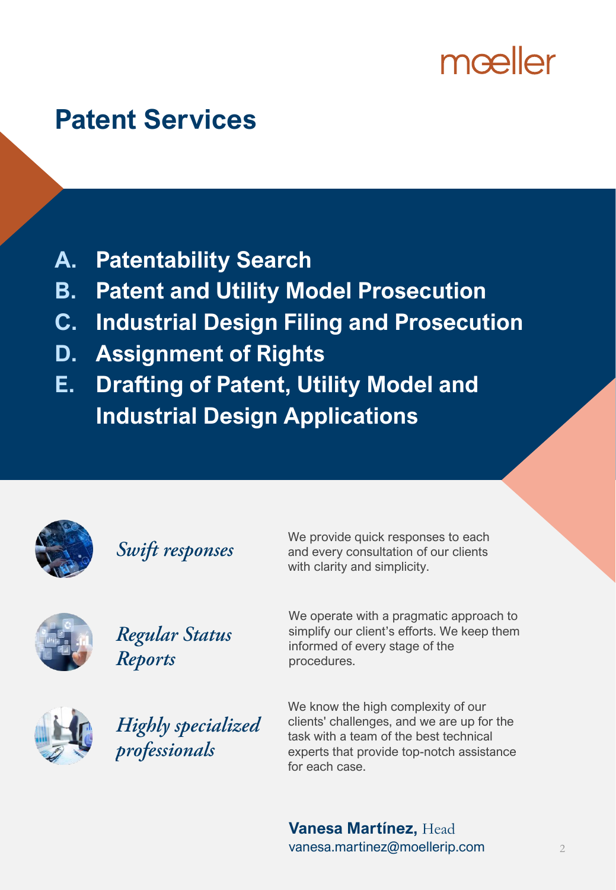# Patent Services

A. **Patentability Search**
B. **Patent and Utility Model Prosecution**
C. **Industrial Design Filing and Prosecution**
D. **Assignment of Rights**
E. **Drafting of Patent, Utility Model and Industrial Design Applications**

*Swift responses*

We provide quick responses to each and every consultation of our clients with clarity and simplicity.

*Regular Status Reports*

We operate with a pragmatic approach to simplify our client's efforts. We keep them informed of every stage of the procedures.

*Highly specialized professionals*

We know the high complexity of our clients' challenges, and we are up for the task with a team of the best technical experts that provide top-notch assistance for each case.

**Vanesa Martínez,** Head
vanesa.martinez@moellerip.com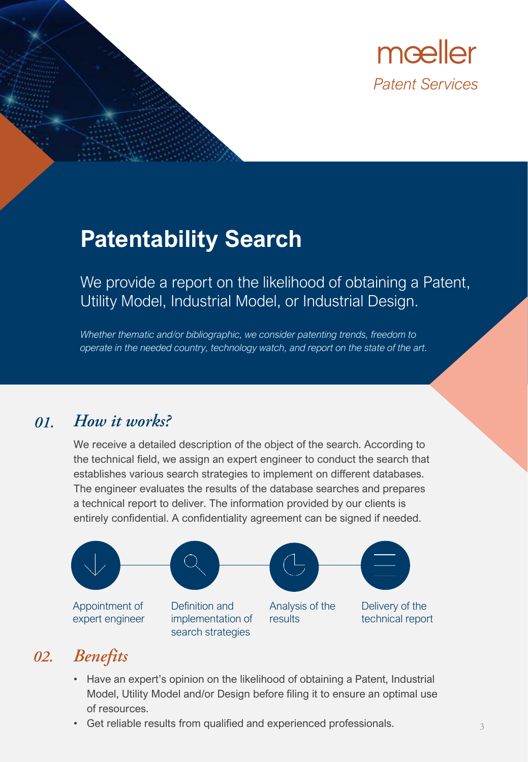moeller

*Patent Services*

# Patentability Search

We provide a report on the likelihood of obtaining a Patent, Utility Model, Industrial Model, or Industrial Design.

*Whether thematic and/or bibliographic, we consider patenting trends, freedom to operate in the needed country, technology watch, and report on the state of the art.*

## *01. How it works?*

We receive a detailed description of the object of the search. According to the technical field, we assign an expert engineer to conduct the search that establishes various search strategies to implement on different databases. The engineer evaluates the results of the database searches and prepares a technical report to deliver. The information provided by our clients is entirely confidential. A confidentiality agreement can be signed if needed.

1. Appointment of expert engineer
2. Definition and implementation of search strategies
3. Analysis of the results
4. Delivery of the technical report

## *02. Benefits*

- Have an expert's opinion on the likelihood of obtaining a Patent, Industrial Model, Utility Model and/or Design before filing it to ensure an optimal use of resources.
- Get reliable results from qualified and experienced professionals.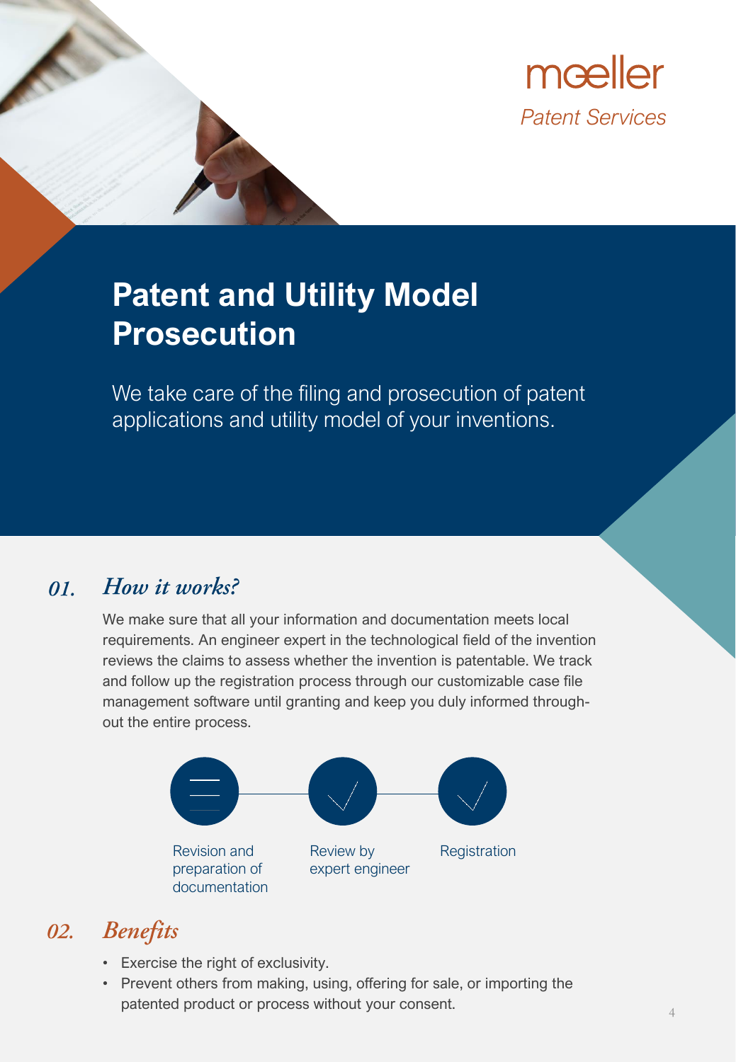moeller
*Patent Services*

# Patent and Utility Model Prosecution

We take care of the filing and prosecution of patent applications and utility model of your inventions.

## *01. How it works?*

We make sure that all your information and documentation meets local requirements. An engineer expert in the technological field of the invention reviews the claims to assess whether the invention is patentable. We track and follow up the registration process through our customizable case file management software until granting and keep you duly informed throughout the entire process.

Revision and preparation of documentation → Review by expert engineer → Registration

## *02. Benefits*

- Exercise the right of exclusivity.
- Prevent others from making, using, offering for sale, or importing the patented product or process without your consent.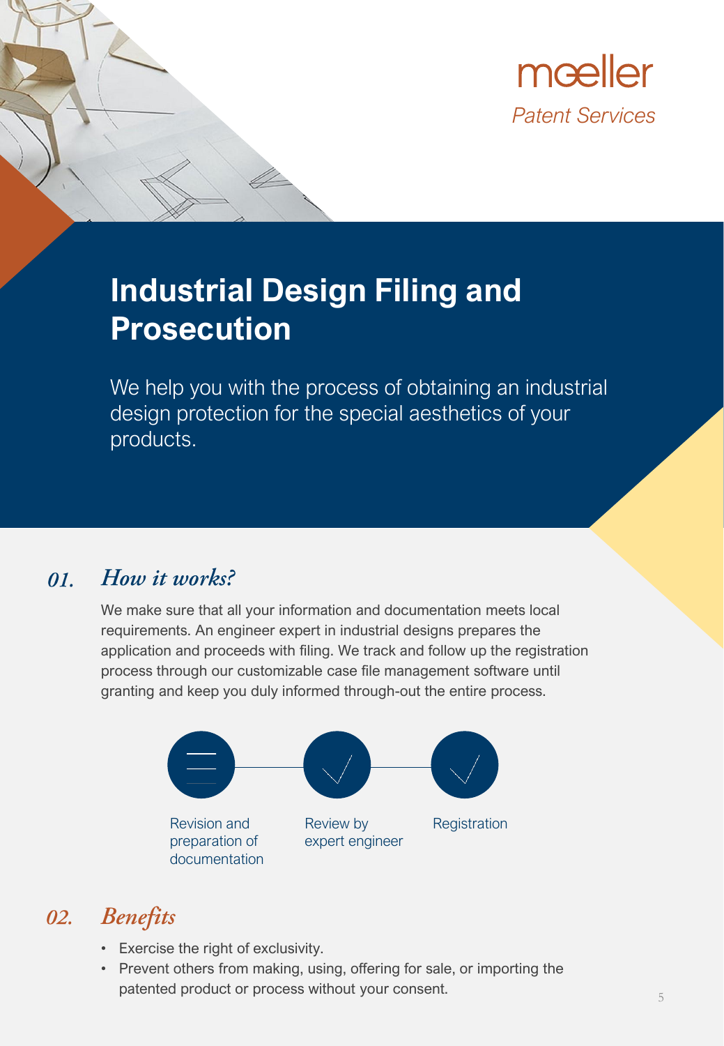moeller

*Patent Services*

# Industrial Design Filing and Prosecution

We help you with the process of obtaining an industrial design protection for the special aesthetics of your products.

## *01. How it works?*

We make sure that all your information and documentation meets local requirements. An engineer expert in industrial designs prepares the application and proceeds with filing. We track and follow up the registration process through our customizable case file management software until granting and keep you duly informed through-out the entire process.

Revision and preparation of documentation → Review by expert engineer → Registration

## *02. Benefits*

- Exercise the right of exclusivity.
- Prevent others from making, using, offering for sale, or importing the patented product or process without your consent.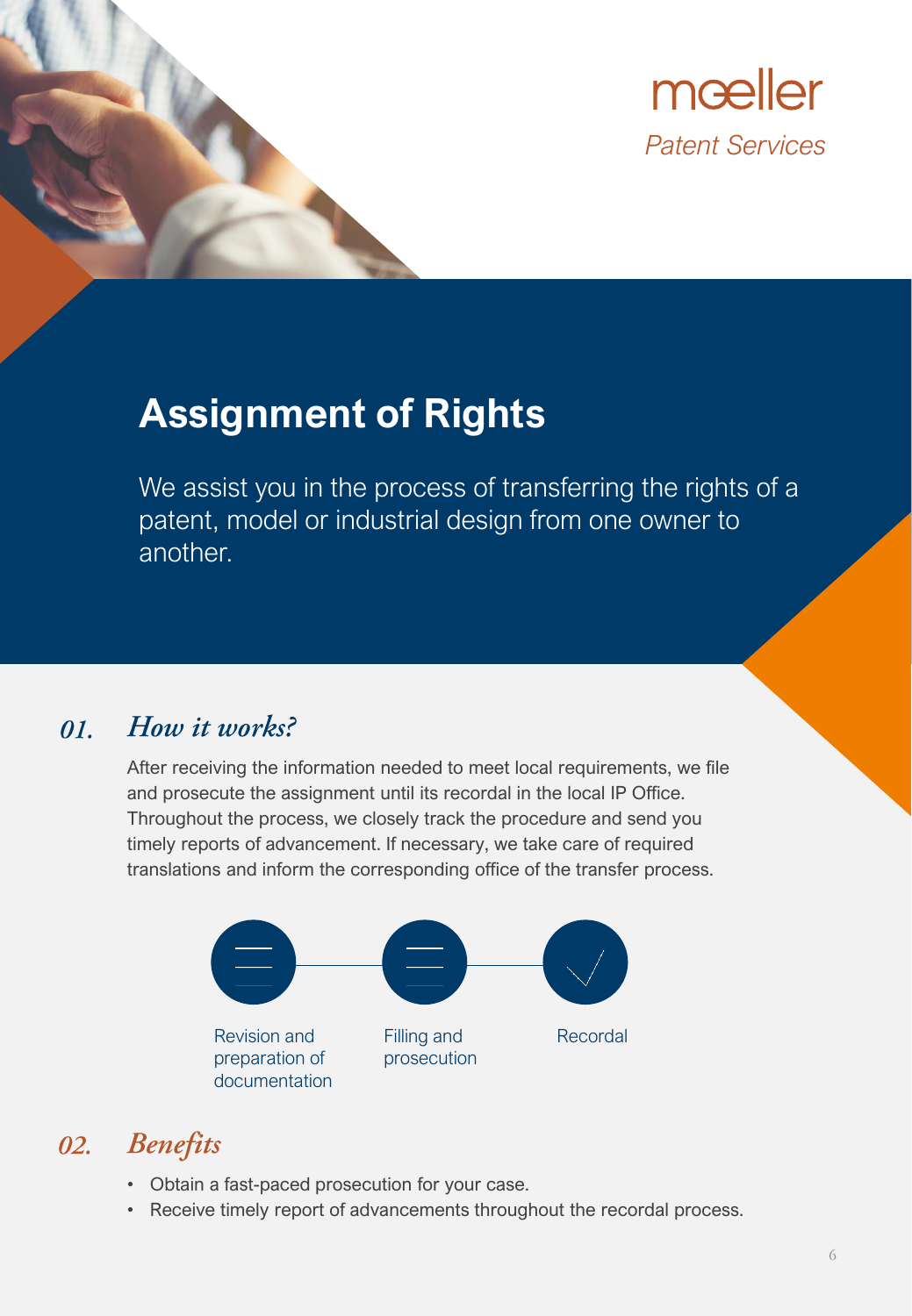mœller

*Patent Services*

# Assignment of Rights

We assist you in the process of transferring the rights of a patent, model or industrial design from one owner to another.

## *01. How it works?*

After receiving the information needed to meet local requirements, we file and prosecute the assignment until its recordal in the local IP Office. Throughout the process, we closely track the procedure and send you timely reports of advancement. If necessary, we take care of required translations and inform the corresponding office of the transfer process.

Revision and preparation of documentation → Filling and prosecution → Recordal

## *02. Benefits*

- Obtain a fast-paced prosecution for your case.
- Receive timely report of advancements throughout the recordal process.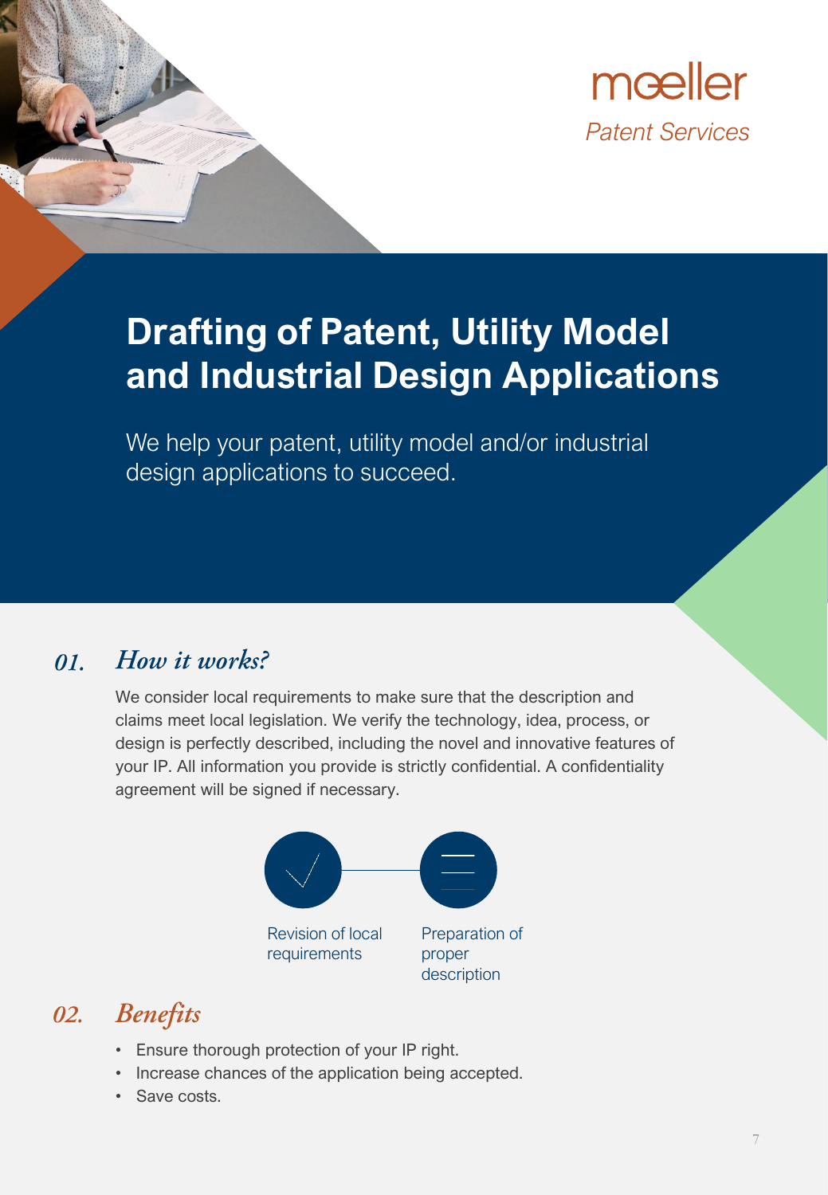mœller
*Patent Services*

# Drafting of Patent, Utility Model and Industrial Design Applications

We help your patent, utility model and/or industrial design applications to succeed.

## *01. How it works?*

We consider local requirements to make sure that the description and claims meet local legislation. We verify the technology, idea, process, or design is perfectly described, including the novel and innovative features of your IP. All information you provide is strictly confidential. A confidentiality agreement will be signed if necessary.

Revision of local requirements

Preparation of proper description

## *02. Benefits*

- Ensure thorough protection of your IP right.
- Increase chances of the application being accepted.
- Save costs.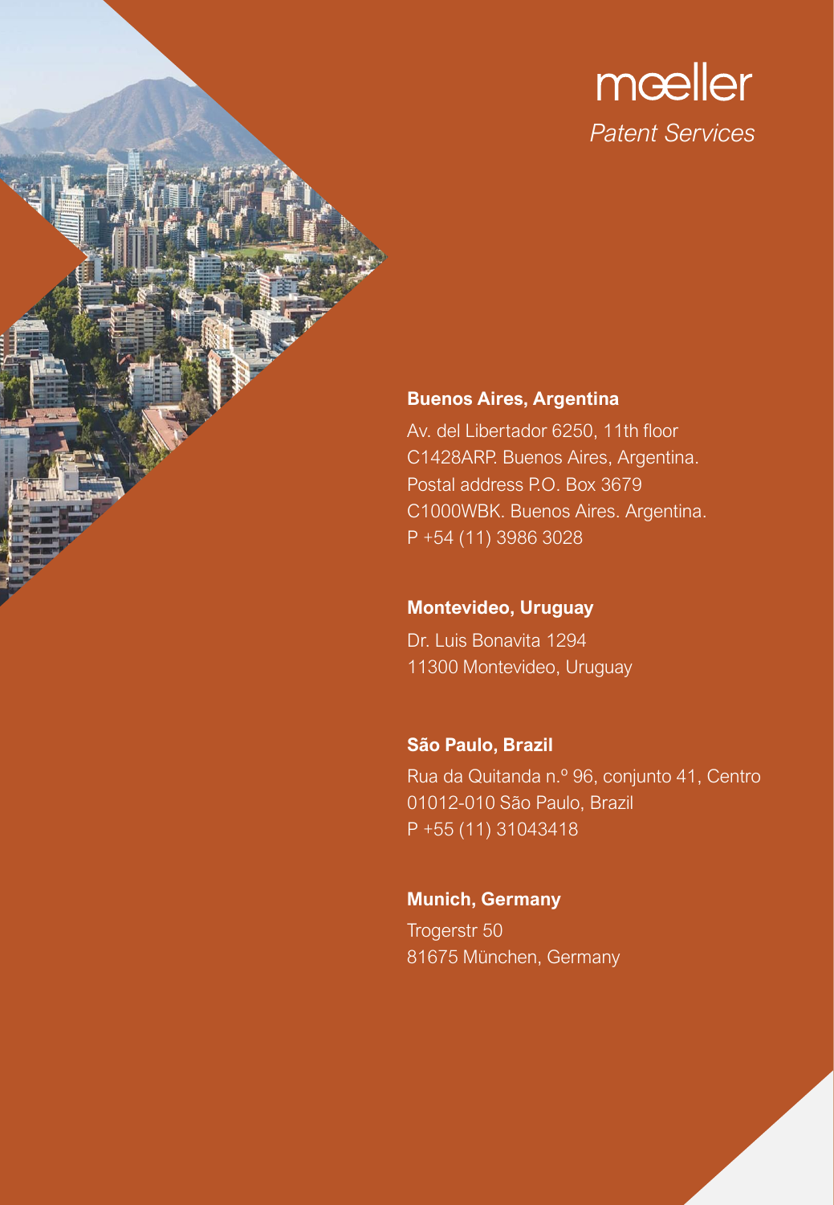mœller

*Patent Services*

**Buenos Aires, Argentina**

Av. del Libertador 6250, 11th floor
C1428ARP. Buenos Aires, Argentina.
Postal address P.O. Box 3679
C1000WBK. Buenos Aires. Argentina.
P +54 (11) 3986 3028

**Montevideo, Uruguay**

Dr. Luis Bonavita 1294
11300 Montevideo, Uruguay

**São Paulo, Brazil**

Rua da Quitanda n.º 96, conjunto 41, Centro
01012-010 São Paulo, Brazil
P +55 (11) 31043418

**Munich, Germany**

Trogerstr 50
81675 München, Germany